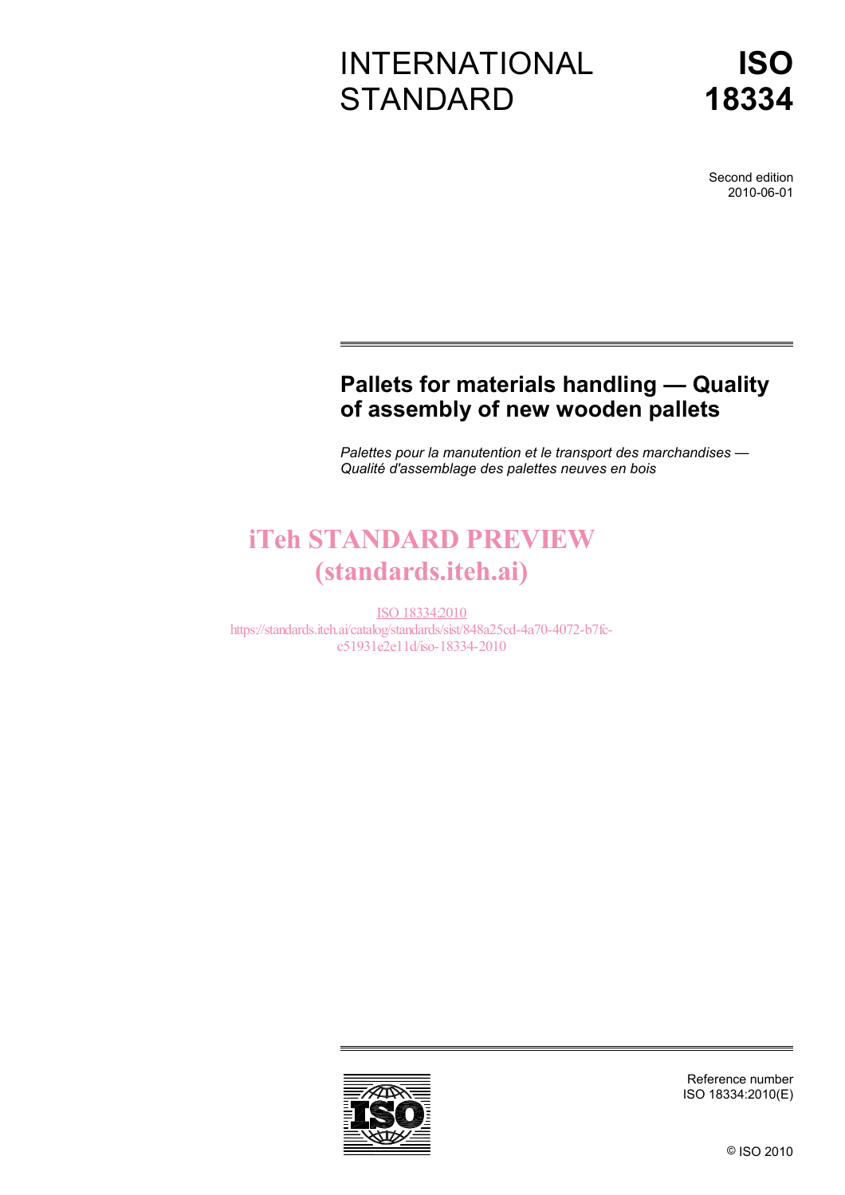# INTERNATIONAL STANDARD

# ISO 18334

Second edition
2010-06-01

## Pallets for materials handling — Quality of assembly of new wooden pallets

*Palettes pour la manutention et le transport des marchandises — Qualité d'assemblage des palettes neuves en bois*

iTeh STANDARD PREVIEW
(standards.iteh.ai)

ISO 18334:2010
https://standards.iteh.ai/catalog/standards/sist/848a25cd-4a70-4072-b7fc-c51931e2e11d/iso-18334-2010

Reference number
ISO 18334:2010(E)

© ISO 2010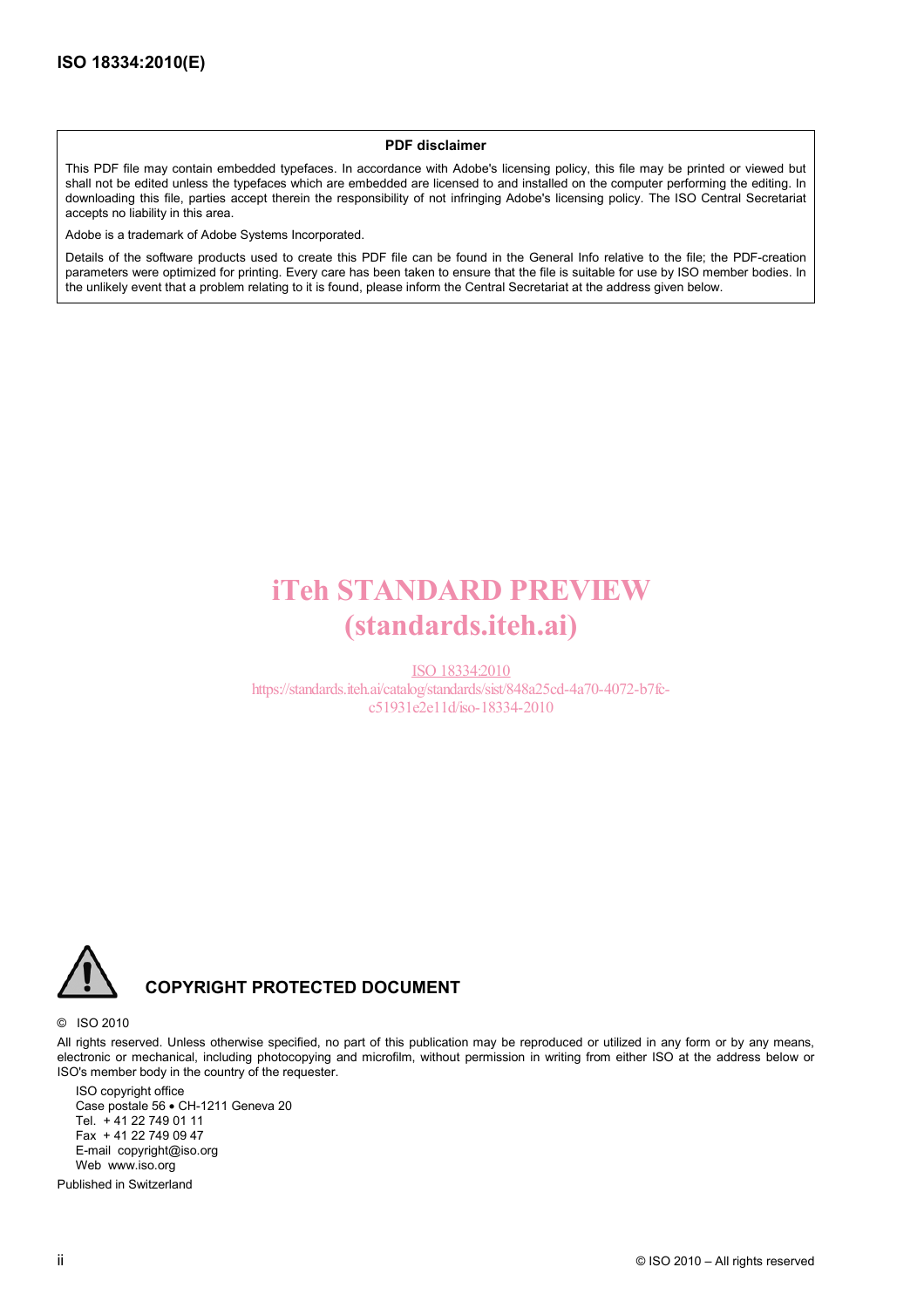**PDF disclaimer**

This PDF file may contain embedded typefaces. In accordance with Adobe's licensing policy, this file may be printed or viewed but shall not be edited unless the typefaces which are embedded are licensed to and installed on the computer performing the editing. In downloading this file, parties accept therein the responsibility of not infringing Adobe's licensing policy. The ISO Central Secretariat accepts no liability in this area.

Adobe is a trademark of Adobe Systems Incorporated.

Details of the software products used to create this PDF file can be found in the General Info relative to the file; the PDF-creation parameters were optimized for printing. Every care has been taken to ensure that the file is suitable for use by ISO member bodies. In the unlikely event that a problem relating to it is found, please inform the Central Secretariat at the address given below.

iTeh STANDARD PREVIEW
(standards.iteh.ai)

ISO 18334:2010
https://standards.iteh.ai/catalog/standards/sist/848a25cd-4a70-4072-b7fc-c51931e2e11d/iso-18334-2010

**COPYRIGHT PROTECTED DOCUMENT**

© ISO 2010

All rights reserved. Unless otherwise specified, no part of this publication may be reproduced or utilized in any form or by any means, electronic or mechanical, including photocopying and microfilm, without permission in writing from either ISO at the address below or ISO's member body in the country of the requester.

ISO copyright office
Case postale 56 • CH-1211 Geneva 20
Tel. + 41 22 749 01 11
Fax + 41 22 749 09 47
E-mail copyright@iso.org
Web www.iso.org

Published in Switzerland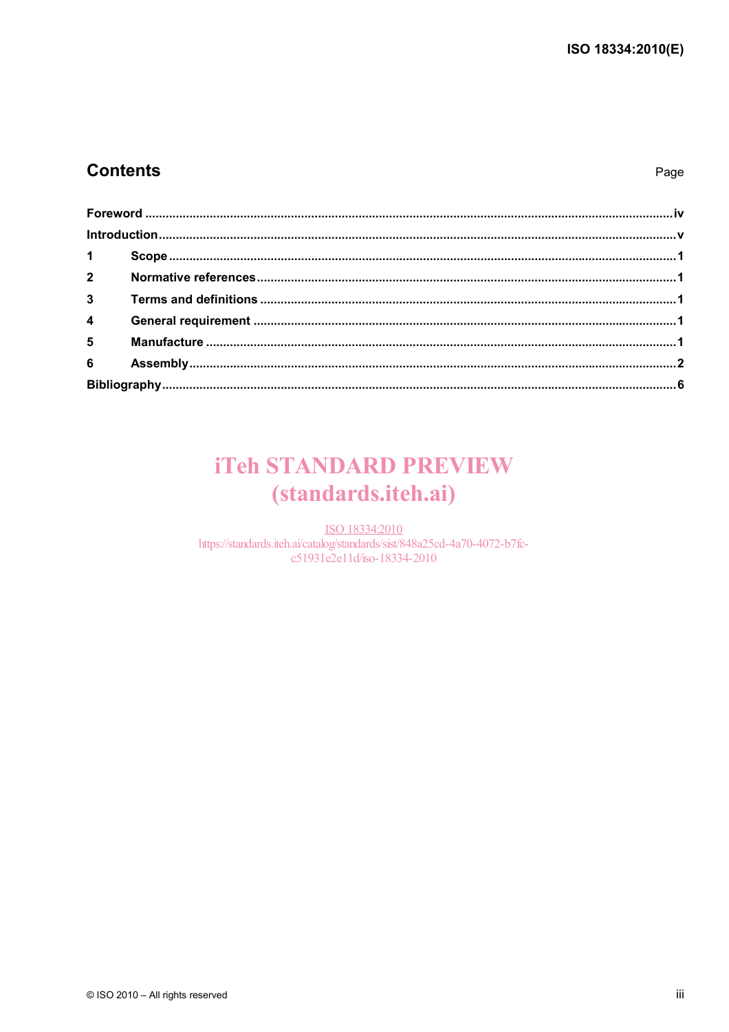## Contents

Page

Foreword ........................................................................................................................................................iv

Introduction......................................................................................................................................................v

1 Scope ..................................................................................................................................................1

2 Normative references........................................................................................................................1

3 Terms and definitions .......................................................................................................................1

4 General requirement .........................................................................................................................1

5 Manufacture .......................................................................................................................................1

6 Assembly............................................................................................................................................2

Bibliography....................................................................................................................................................6

iTeh STANDARD PREVIEW
(standards.iteh.ai)

ISO 18334:2010
https://standards.iteh.ai/catalog/standards/sist/848a25cd-4a70-4072-b7fc-c51931e2e11d/iso-18334-2010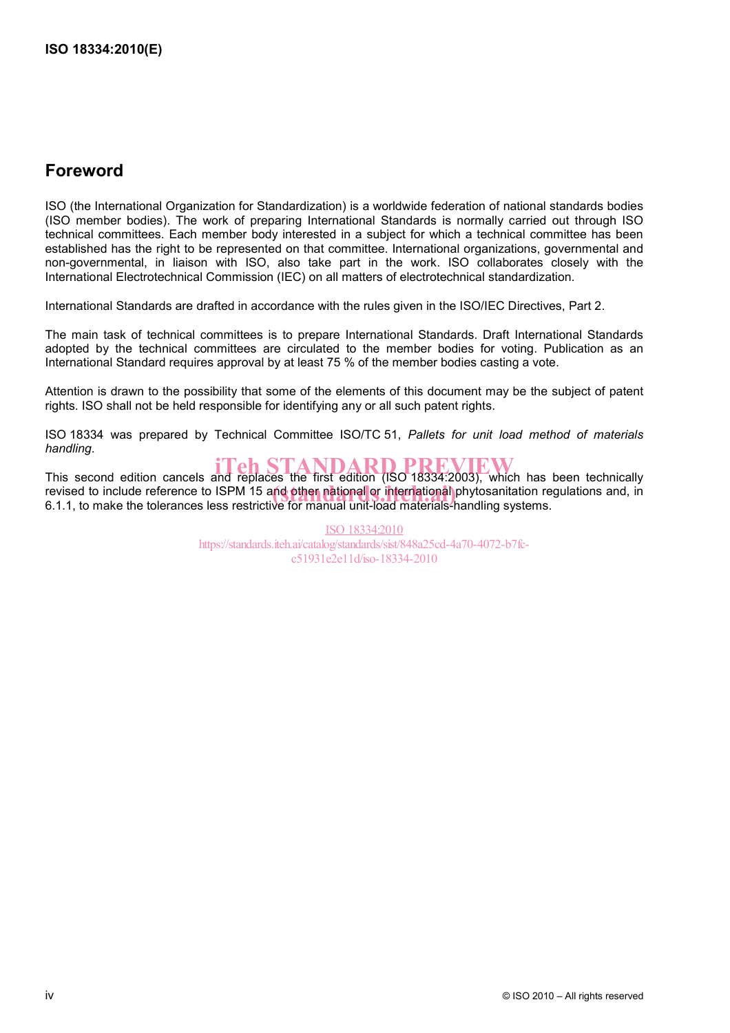## Foreword

ISO (the International Organization for Standardization) is a worldwide federation of national standards bodies (ISO member bodies). The work of preparing International Standards is normally carried out through ISO technical committees. Each member body interested in a subject for which a technical committee has been established has the right to be represented on that committee. International organizations, governmental and non-governmental, in liaison with ISO, also take part in the work. ISO collaborates closely with the International Electrotechnical Commission (IEC) on all matters of electrotechnical standardization.

International Standards are drafted in accordance with the rules given in the ISO/IEC Directives, Part 2.

The main task of technical committees is to prepare International Standards. Draft International Standards adopted by the technical committees are circulated to the member bodies for voting. Publication as an International Standard requires approval by at least 75 % of the member bodies casting a vote.

Attention is drawn to the possibility that some of the elements of this document may be the subject of patent rights. ISO shall not be held responsible for identifying any or all such patent rights.

ISO 18334 was prepared by Technical Committee ISO/TC 51, *Pallets for unit load method of materials handling*.

This second edition cancels and replaces the first edition (ISO 18334:2003), which has been technically revised to include reference to ISPM 15 and other national or international phytosanitation regulations and, in 6.1.1, to make the tolerances less restrictive for manual unit-load materials-handling systems.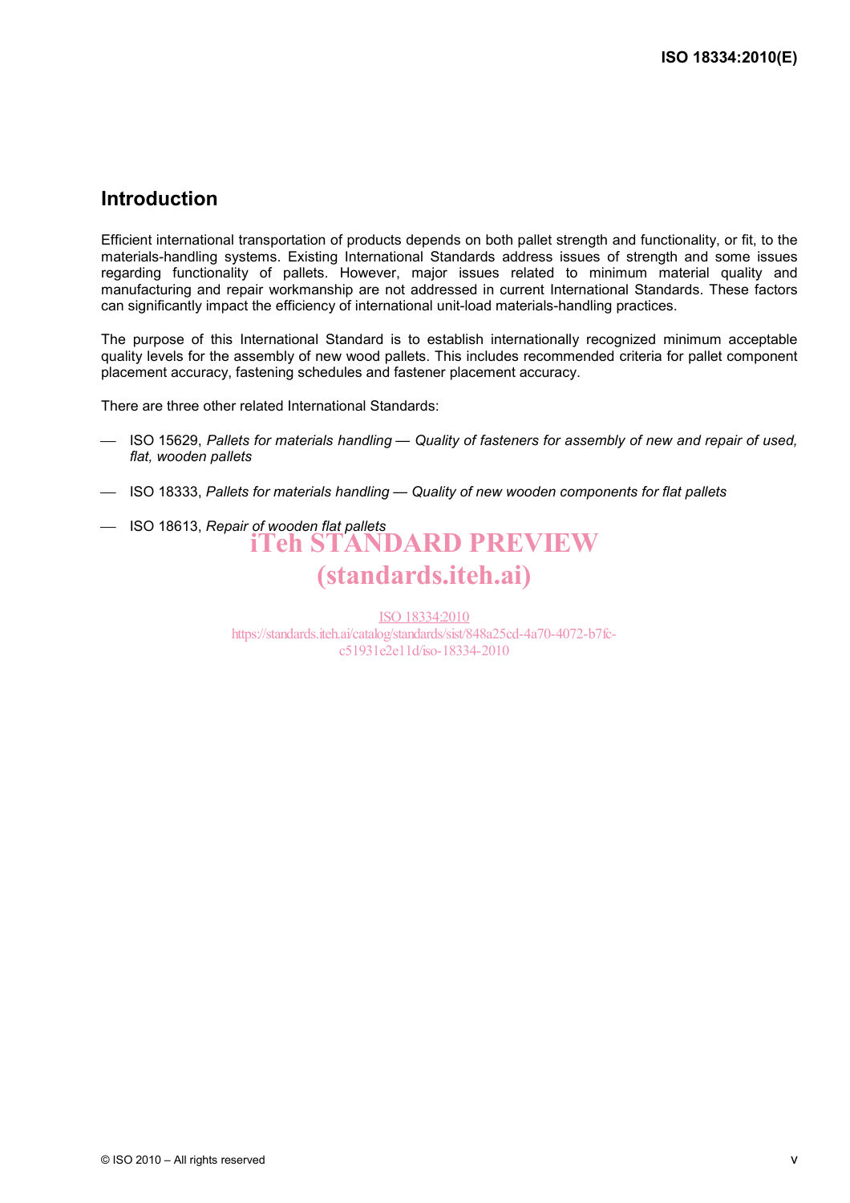## Introduction

Efficient international transportation of products depends on both pallet strength and functionality, or fit, to the materials-handling systems. Existing International Standards address issues of strength and some issues regarding functionality of pallets. However, major issues related to minimum material quality and manufacturing and repair workmanship are not addressed in current International Standards. These factors can significantly impact the efficiency of international unit-load materials-handling practices.

The purpose of this International Standard is to establish internationally recognized minimum acceptable quality levels for the assembly of new wood pallets. This includes recommended criteria for pallet component placement accuracy, fastening schedules and fastener placement accuracy.

There are three other related International Standards:

- ISO 15629, *Pallets for materials handling — Quality of fasteners for assembly of new and repair of used, flat, wooden pallets*
- ISO 18333, *Pallets for materials handling — Quality of new wooden components for flat pallets*
- ISO 18613, *Repair of wooden flat pallets*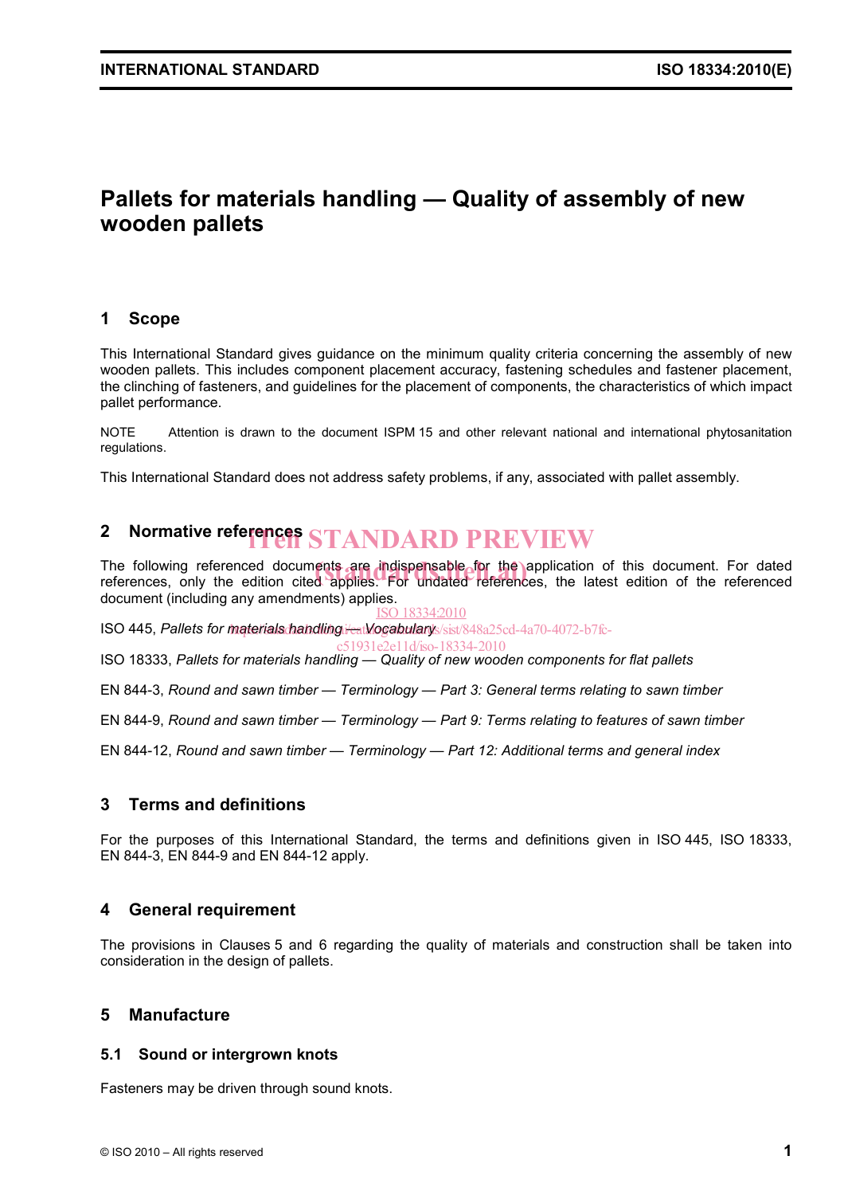# Pallets for materials handling — Quality of assembly of new wooden pallets

## 1 Scope

This International Standard gives guidance on the minimum quality criteria concerning the assembly of new wooden pallets. This includes component placement accuracy, fastening schedules and fastener placement, the clinching of fasteners, and guidelines for the placement of components, the characteristics of which impact pallet performance.

NOTE Attention is drawn to the document ISPM 15 and other relevant national and international phytosanitation regulations.

This International Standard does not address safety problems, if any, associated with pallet assembly.

## 2 Normative references

The following referenced documents are indispensable for the application of this document. For dated references, only the edition cited applies. For undated references, the latest edition of the referenced document (including any amendments) applies.

ISO 445, *Pallets for materials handling — Vocabulary*

ISO 18333, *Pallets for materials handling — Quality of new wooden components for flat pallets*

EN 844-3, *Round and sawn timber — Terminology — Part 3: General terms relating to sawn timber*

EN 844-9, *Round and sawn timber — Terminology — Part 9: Terms relating to features of sawn timber*

EN 844-12, *Round and sawn timber — Terminology — Part 12: Additional terms and general index*

## 3 Terms and definitions

For the purposes of this International Standard, the terms and definitions given in ISO 445, ISO 18333, EN 844-3, EN 844-9 and EN 844-12 apply.

## 4 General requirement

The provisions in Clauses 5 and 6 regarding the quality of materials and construction shall be taken into consideration in the design of pallets.

## 5 Manufacture

### 5.1 Sound or intergrown knots

Fasteners may be driven through sound knots.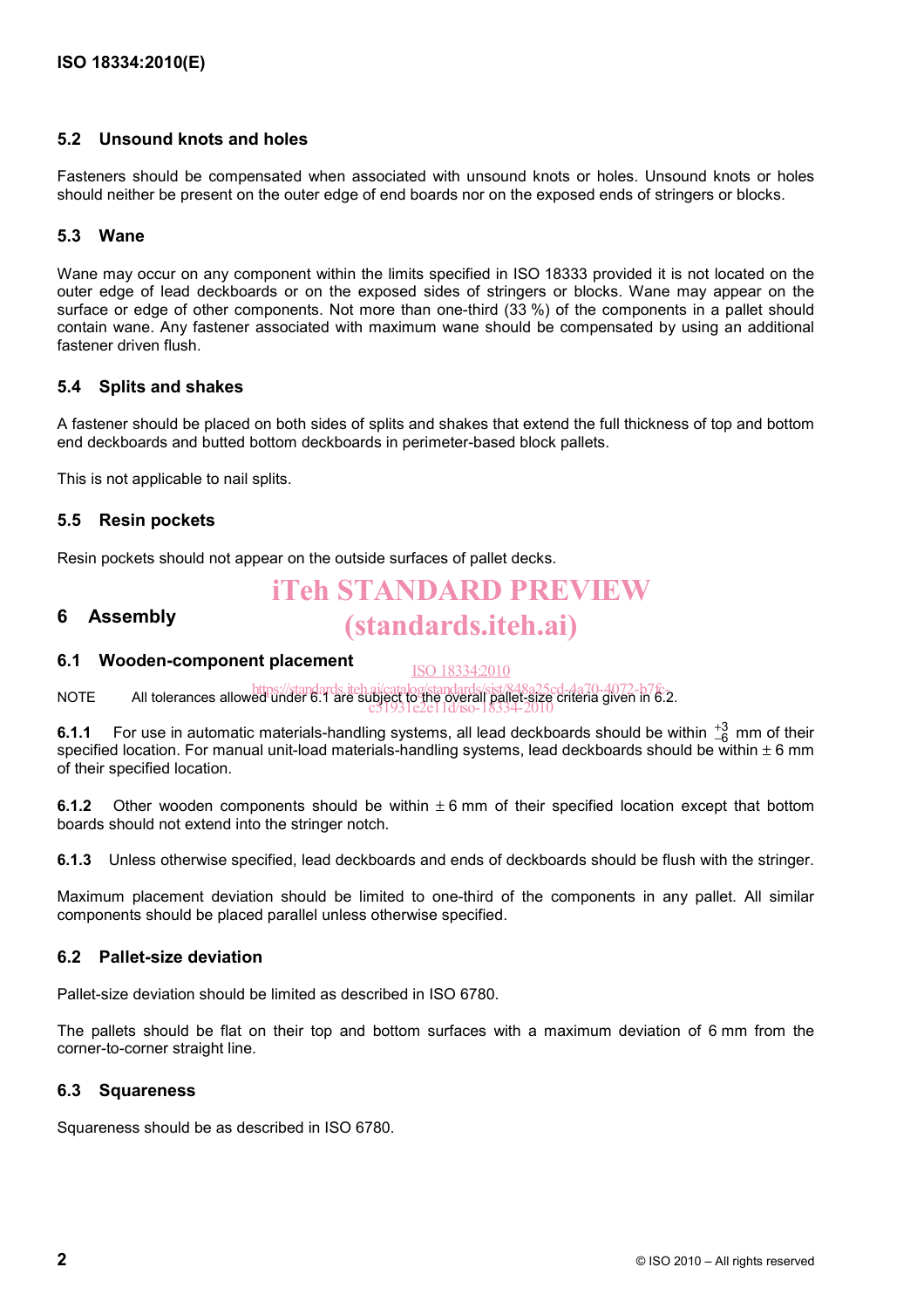### 5.2 Unsound knots and holes

Fasteners should be compensated when associated with unsound knots or holes. Unsound knots or holes should neither be present on the outer edge of end boards nor on the exposed ends of stringers or blocks.

### 5.3 Wane

Wane may occur on any component within the limits specified in ISO 18333 provided it is not located on the outer edge of lead deckboards or on the exposed sides of stringers or blocks. Wane may appear on the surface or edge of other components. Not more than one-third (33 %) of the components in a pallet should contain wane. Any fastener associated with maximum wane should be compensated by using an additional fastener driven flush.

### 5.4 Splits and shakes

A fastener should be placed on both sides of splits and shakes that extend the full thickness of top and bottom end deckboards and butted bottom deckboards in perimeter-based block pallets.

This is not applicable to nail splits.

### 5.5 Resin pockets

Resin pockets should not appear on the outside surfaces of pallet decks.

## 6 Assembly

### 6.1 Wooden-component placement

NOTE All tolerances allowed under 6.1 are subject to the overall pallet-size criteria given in 6.2.

**6.1.1** For use in automatic materials-handling systems, all lead deckboards should be within $^{+3}_{-6}$ mm of their specified location. For manual unit-load materials-handling systems, lead deckboards should be within ± 6 mm of their specified location.

**6.1.2** Other wooden components should be within ± 6 mm of their specified location except that bottom boards should not extend into the stringer notch.

**6.1.3** Unless otherwise specified, lead deckboards and ends of deckboards should be flush with the stringer.

Maximum placement deviation should be limited to one-third of the components in any pallet. All similar components should be placed parallel unless otherwise specified.

### 6.2 Pallet-size deviation

Pallet-size deviation should be limited as described in ISO 6780.

The pallets should be flat on their top and bottom surfaces with a maximum deviation of 6 mm from the corner-to-corner straight line.

### 6.3 Squareness

Squareness should be as described in ISO 6780.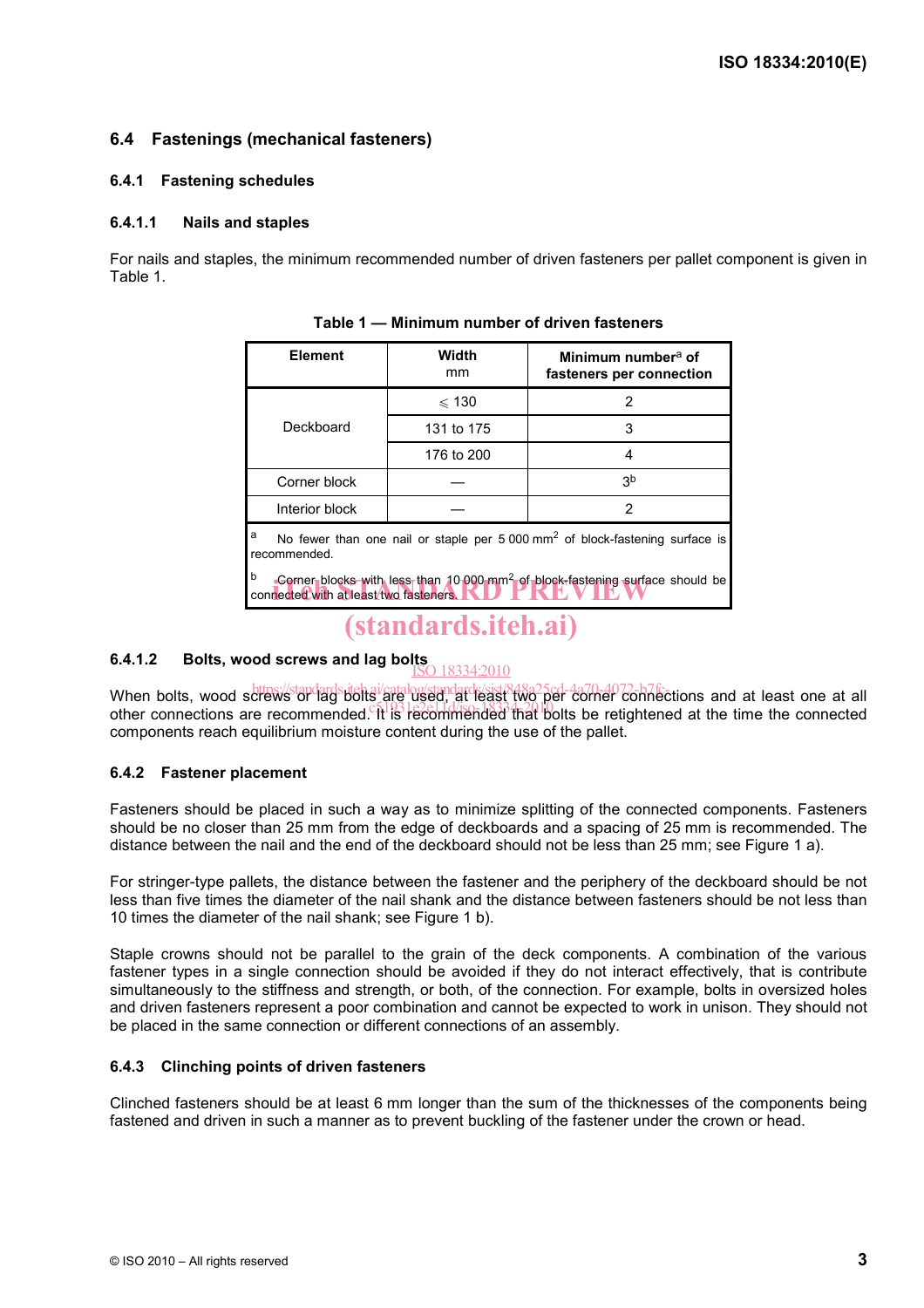### 6.4 Fastenings (mechanical fasteners)

#### 6.4.1 Fastening schedules

##### 6.4.1.1 Nails and staples

For nails and staples, the minimum recommended number of driven fasteners per pallet component is given in Table 1.

**Table 1 — Minimum number of driven fasteners**

| Element | Width<br>mm | Minimum number[a] of fasteners per connection |
|---|---|---|
| Deckboard | ⩽ 130 | 2 |
| | 131 to 175 | 3 |
| | 176 to 200 | 4 |
| Corner block | — | 3[b] |
| Interior block | — | 2 |

[a] No fewer than one nail or staple per 5 000 mm$^2$ of block-fastening surface is recommended.

[b] Corner blocks with less than 10 000 mm$^2$ of block-fastening surface should be connected with at least two fasteners.

##### 6.4.1.2 Bolts, wood screws and lag bolts

When bolts, wood screws or lag bolts are used, at least two per corner connections and at least one at all other connections are recommended. It is recommended that bolts be retightened at the time the connected components reach equilibrium moisture content during the use of the pallet.

#### 6.4.2 Fastener placement

Fasteners should be placed in such a way as to minimize splitting of the connected components. Fasteners should be no closer than 25 mm from the edge of deckboards and a spacing of 25 mm is recommended. The distance between the nail and the end of the deckboard should not be less than 25 mm; see Figure 1 a).

For stringer-type pallets, the distance between the fastener and the periphery of the deckboard should be not less than five times the diameter of the nail shank and the distance between fasteners should be not less than 10 times the diameter of the nail shank; see Figure 1 b).

Staple crowns should not be parallel to the grain of the deck components. A combination of the various fastener types in a single connection should be avoided if they do not interact effectively, that is contribute simultaneously to the stiffness and strength, or both, of the connection. For example, bolts in oversized holes and driven fasteners represent a poor combination and cannot be expected to work in unison. They should not be placed in the same connection or different connections of an assembly.

#### 6.4.3 Clinching points of driven fasteners

Clinched fasteners should be at least 6 mm longer than the sum of the thicknesses of the components being fastened and driven in such a manner as to prevent buckling of the fastener under the crown or head.